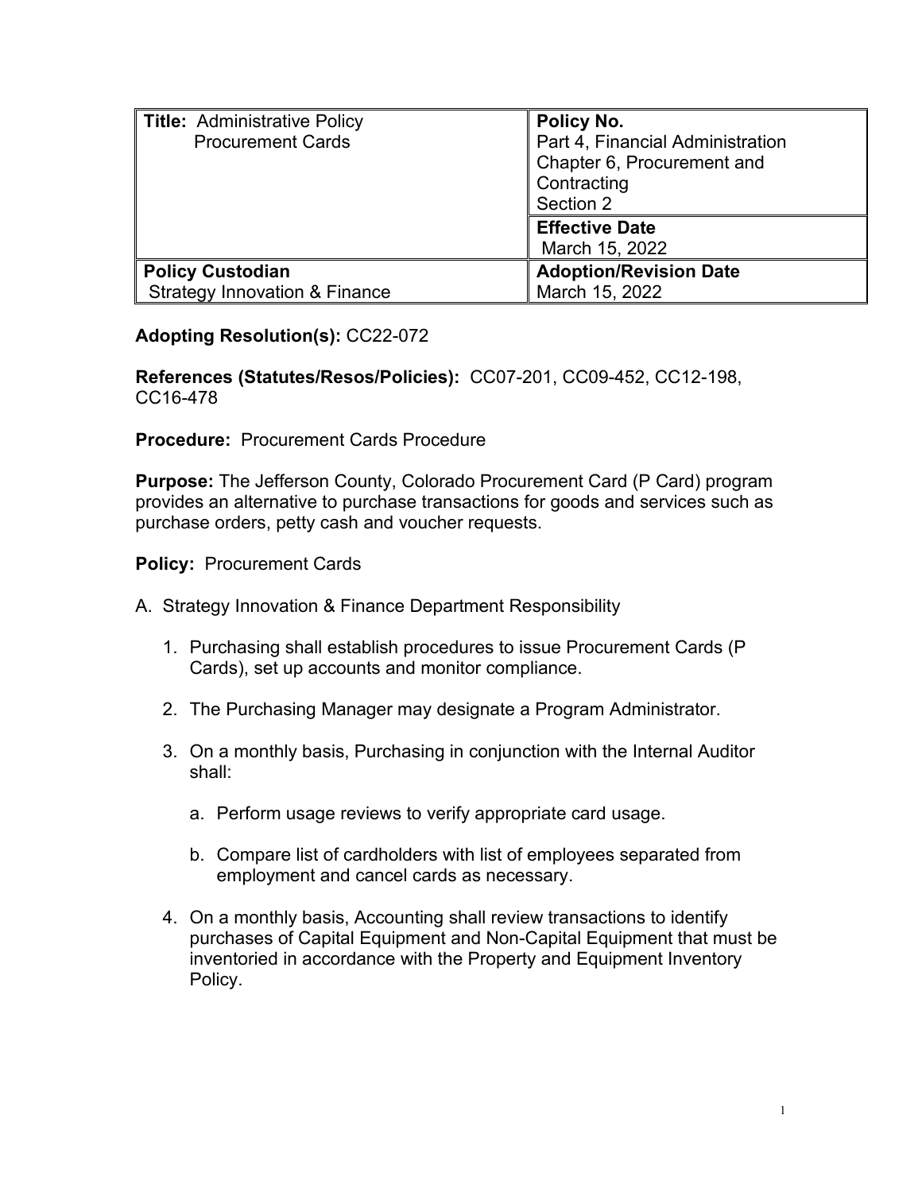| **Title:** Administrative Policy Procurement Cards | **Policy No.** Part 4, Financial Administration Chapter 6, Procurement and Contracting Section 2 |
|---|---|
| | **Effective Date** March 15, 2022 |
| **Policy Custodian** Strategy Innovation & Finance | **Adoption/Revision Date** March 15, 2022 |

**Adopting Resolution(s):** CC22-072

**References (Statutes/Resos/Policies):** CC07-201, CC09-452, CC12-198, CC16-478

**Procedure:** Procurement Cards Procedure

**Purpose:** The Jefferson County, Colorado Procurement Card (P Card) program provides an alternative to purchase transactions for goods and services such as purchase orders, petty cash and voucher requests.

**Policy:** Procurement Cards

A. Strategy Innovation & Finance Department Responsibility

1. Purchasing shall establish procedures to issue Procurement Cards (P Cards), set up accounts and monitor compliance.

2. The Purchasing Manager may designate a Program Administrator.

3. On a monthly basis, Purchasing in conjunction with the Internal Auditor shall:

   a. Perform usage reviews to verify appropriate card usage.

   b. Compare list of cardholders with list of employees separated from employment and cancel cards as necessary.

4. On a monthly basis, Accounting shall review transactions to identify purchases of Capital Equipment and Non-Capital Equipment that must be inventoried in accordance with the Property and Equipment Inventory Policy.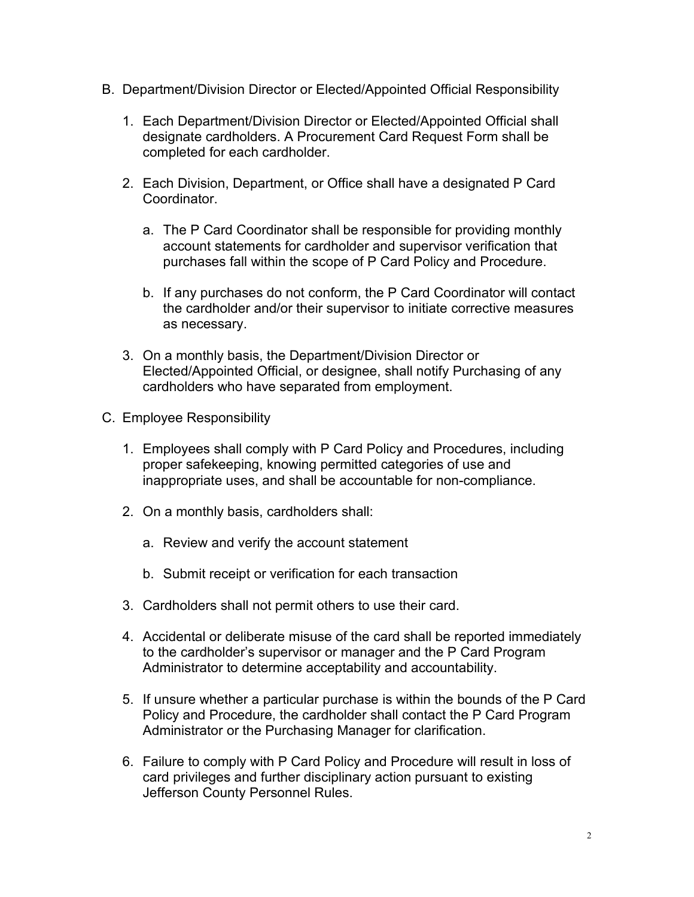B. Department/Division Director or Elected/Appointed Official Responsibility

   1. Each Department/Division Director or Elected/Appointed Official shall designate cardholders. A Procurement Card Request Form shall be completed for each cardholder.

   2. Each Division, Department, or Office shall have a designated P Card Coordinator.

      a. The P Card Coordinator shall be responsible for providing monthly account statements for cardholder and supervisor verification that purchases fall within the scope of P Card Policy and Procedure.

      b. If any purchases do not conform, the P Card Coordinator will contact the cardholder and/or their supervisor to initiate corrective measures as necessary.

   3. On a monthly basis, the Department/Division Director or Elected/Appointed Official, or designee, shall notify Purchasing of any cardholders who have separated from employment.

C. Employee Responsibility

   1. Employees shall comply with P Card Policy and Procedures, including proper safekeeping, knowing permitted categories of use and inappropriate uses, and shall be accountable for non-compliance.

   2. On a monthly basis, cardholders shall:

      a. Review and verify the account statement

      b. Submit receipt or verification for each transaction

   3. Cardholders shall not permit others to use their card.

   4. Accidental or deliberate misuse of the card shall be reported immediately to the cardholder's supervisor or manager and the P Card Program Administrator to determine acceptability and accountability.

   5. If unsure whether a particular purchase is within the bounds of the P Card Policy and Procedure, the cardholder shall contact the P Card Program Administrator or the Purchasing Manager for clarification.

   6. Failure to comply with P Card Policy and Procedure will result in loss of card privileges and further disciplinary action pursuant to existing Jefferson County Personnel Rules.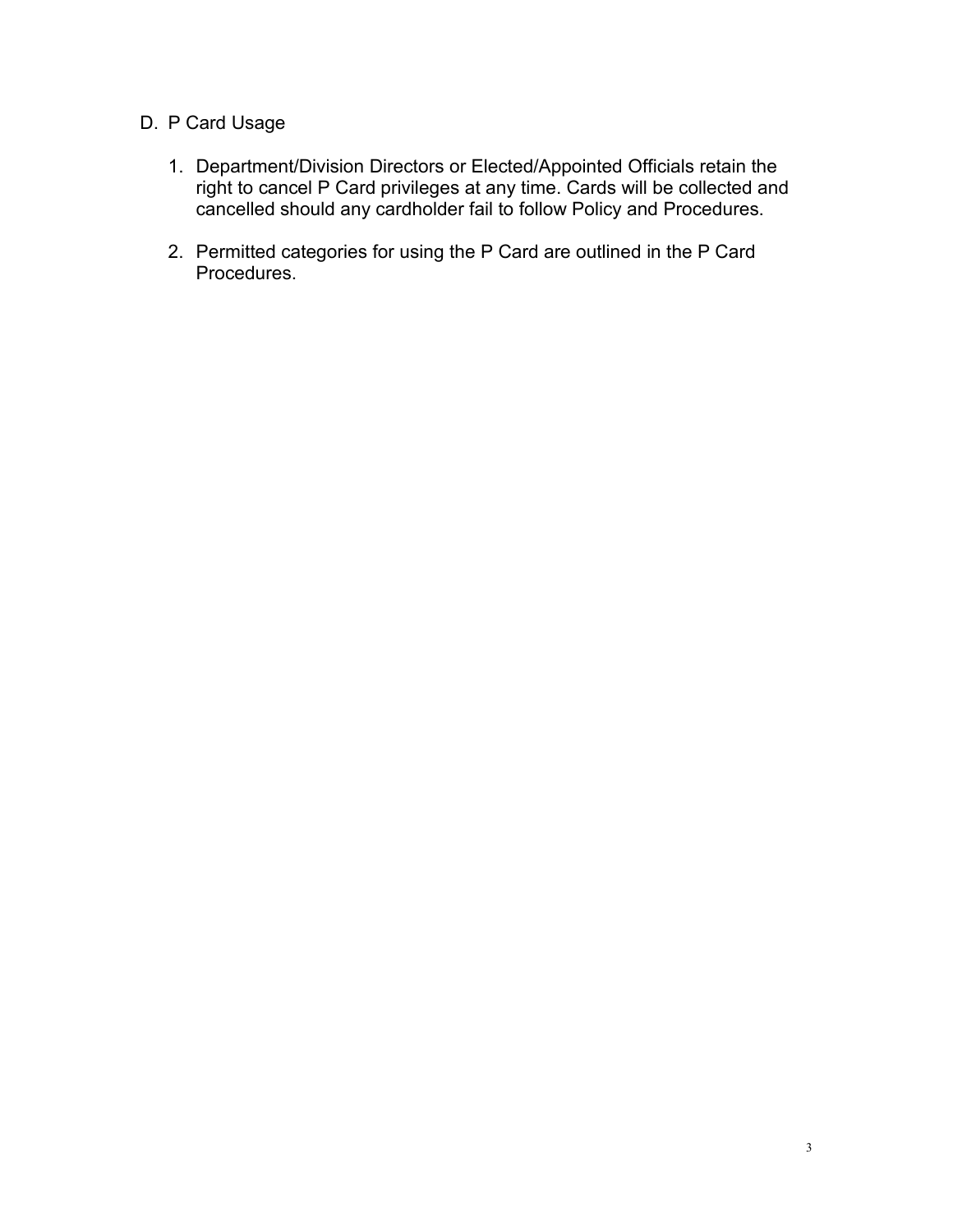D. P Card Usage

1. Department/Division Directors or Elected/Appointed Officials retain the right to cancel P Card privileges at any time. Cards will be collected and cancelled should any cardholder fail to follow Policy and Procedures.

2. Permitted categories for using the P Card are outlined in the P Card Procedures.